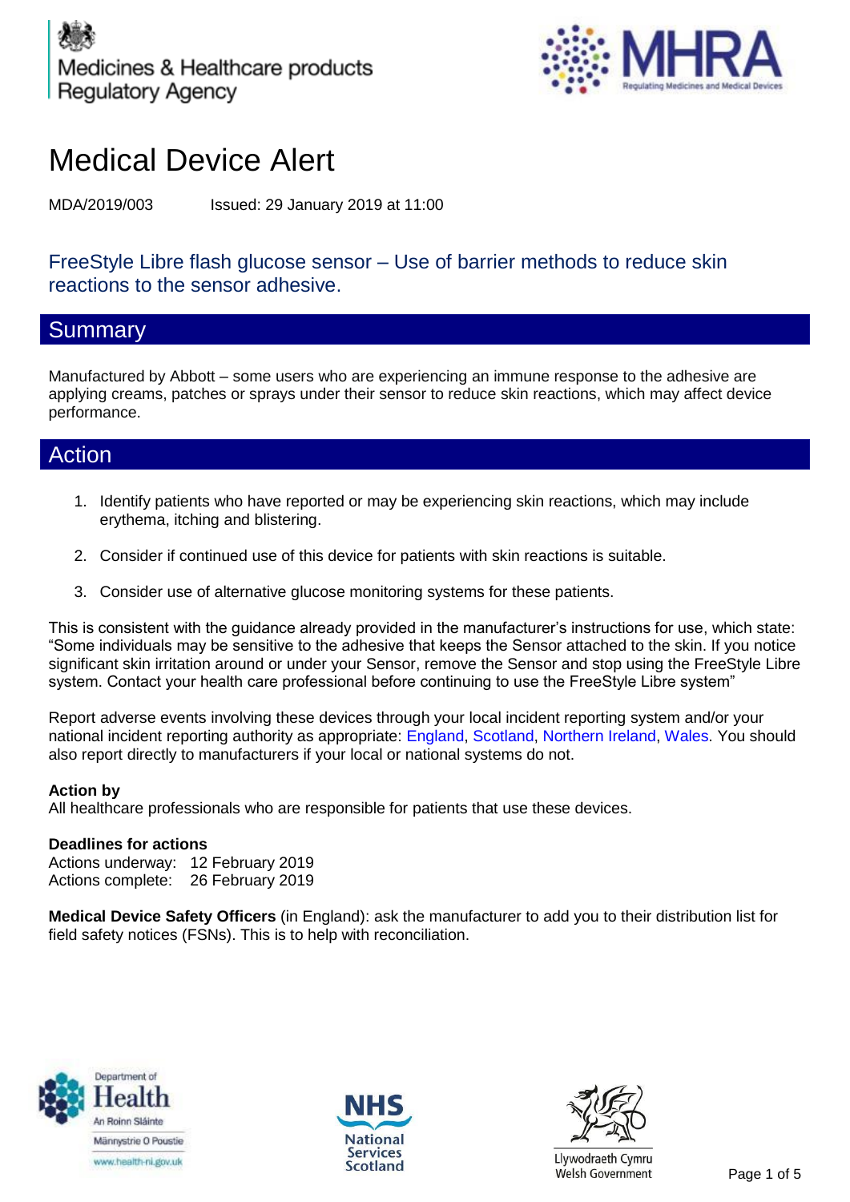Medicines & Healthcare products Regulatory Agency

MHRA Regulating Medicines and Medical Devices

# Medical Device Alert

MDA/2019/003 Issued: 29 January 2019 at 11:00

## FreeStyle Libre flash glucose sensor – Use of barrier methods to reduce skin reactions to the sensor adhesive.

## Summary

Manufactured by Abbott – some users who are experiencing an immune response to the adhesive are applying creams, patches or sprays under their sensor to reduce skin reactions, which may affect device performance.

## Action

1. Identify patients who have reported or may be experiencing skin reactions, which may include erythema, itching and blistering.
2. Consider if continued use of this device for patients with skin reactions is suitable.
3. Consider use of alternative glucose monitoring systems for these patients.

This is consistent with the guidance already provided in the manufacturer's instructions for use, which state: "Some individuals may be sensitive to the adhesive that keeps the Sensor attached to the skin. If you notice significant skin irritation around or under your Sensor, remove the Sensor and stop using the FreeStyle Libre system. Contact your health care professional before continuing to use the FreeStyle Libre system"

Report adverse events involving these devices through your local incident reporting system and/or your national incident reporting authority as appropriate: England, Scotland, Northern Ireland, Wales. You should also report directly to manufacturers if your local or national systems do not.

**Action by**
All healthcare professionals who are responsible for patients that use these devices.

**Deadlines for actions**
Actions underway: 12 February 2019
Actions complete: 26 February 2019

**Medical Device Safety Officers** (in England): ask the manufacturer to add you to their distribution list for field safety notices (FSNs). This is to help with reconciliation.

Department of Health
An Roinn Sláinte
Männystrie O Poustie
www.health-ni.gov.uk

NHS National Services Scotland

Llywodraeth Cymru
Welsh Government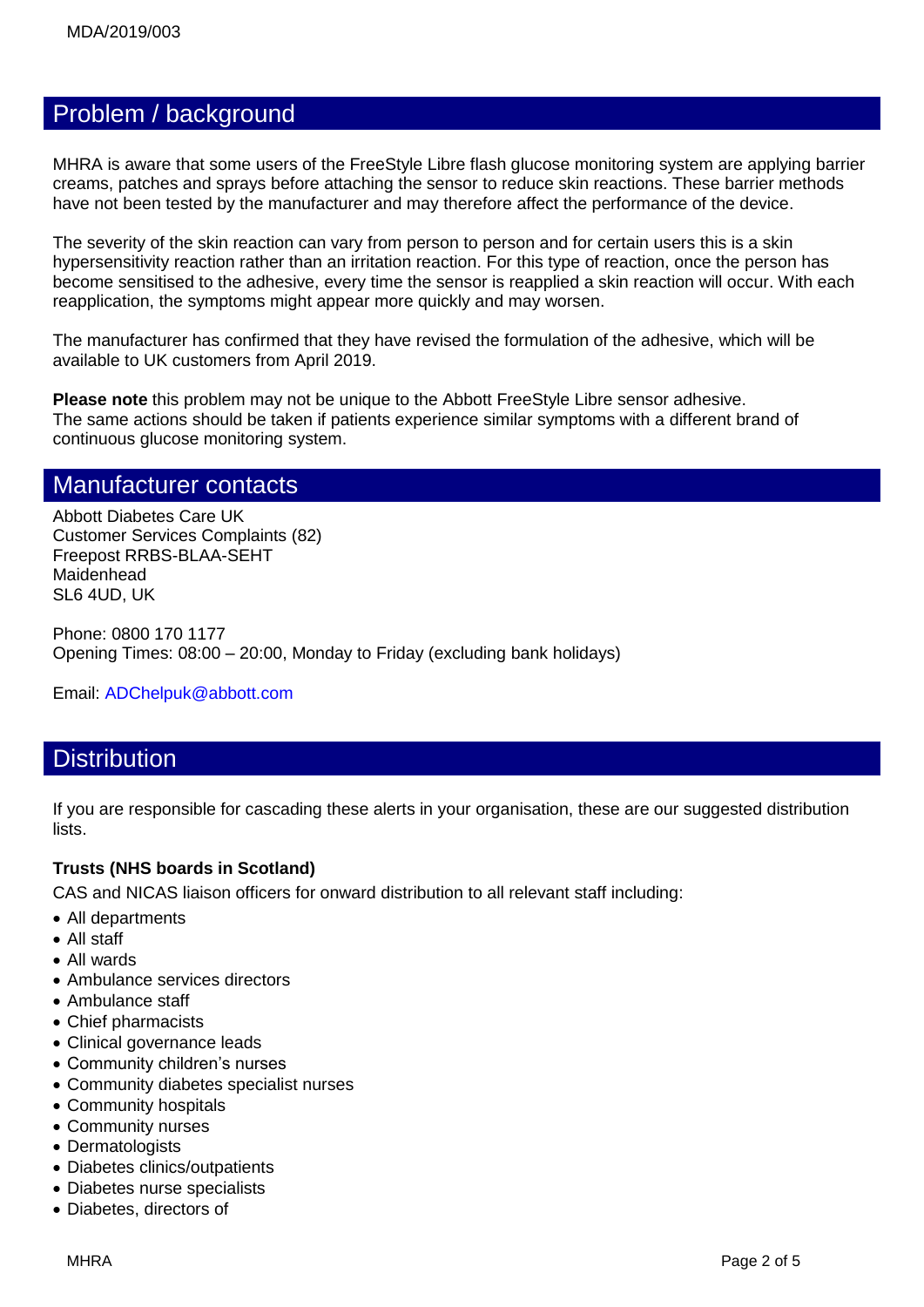## Problem / background

MHRA is aware that some users of the FreeStyle Libre flash glucose monitoring system are applying barrier creams, patches and sprays before attaching the sensor to reduce skin reactions. These barrier methods have not been tested by the manufacturer and may therefore affect the performance of the device.

The severity of the skin reaction can vary from person to person and for certain users this is a skin hypersensitivity reaction rather than an irritation reaction. For this type of reaction, once the person has become sensitised to the adhesive, every time the sensor is reapplied a skin reaction will occur. With each reapplication, the symptoms might appear more quickly and may worsen.

The manufacturer has confirmed that they have revised the formulation of the adhesive, which will be available to UK customers from April 2019.

**Please note** this problem may not be unique to the Abbott FreeStyle Libre sensor adhesive. The same actions should be taken if patients experience similar symptoms with a different brand of continuous glucose monitoring system.

## Manufacturer contacts

Abbott Diabetes Care UK
Customer Services Complaints (82)
Freepost RRBS-BLAA-SEHT
Maidenhead
SL6 4UD, UK

Phone: 0800 170 1177
Opening Times: 08:00 – 20:00, Monday to Friday (excluding bank holidays)

Email: ADChelpuk@abbott.com

## Distribution

If you are responsible for cascading these alerts in your organisation, these are our suggested distribution lists.

**Trusts (NHS boards in Scotland)**

CAS and NICAS liaison officers for onward distribution to all relevant staff including:

- All departments
- All staff
- All wards
- Ambulance services directors
- Ambulance staff
- Chief pharmacists
- Clinical governance leads
- Community children's nurses
- Community diabetes specialist nurses
- Community hospitals
- Community nurses
- Dermatologists
- Diabetes clinics/outpatients
- Diabetes nurse specialists
- Diabetes, directors of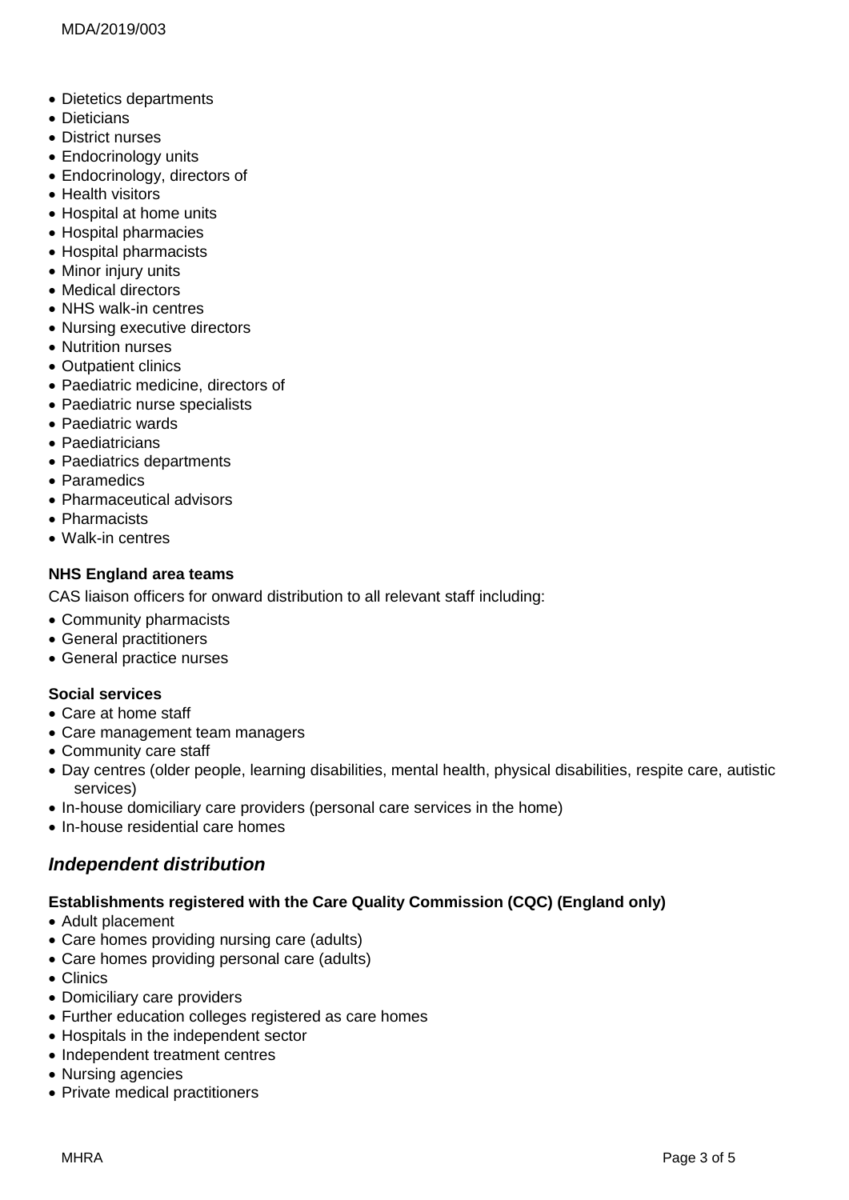- Dietetics departments
- Dieticians
- District nurses
- Endocrinology units
- Endocrinology, directors of
- Health visitors
- Hospital at home units
- Hospital pharmacies
- Hospital pharmacists
- Minor injury units
- Medical directors
- NHS walk-in centres
- Nursing executive directors
- Nutrition nurses
- Outpatient clinics
- Paediatric medicine, directors of
- Paediatric nurse specialists
- Paediatric wards
- Paediatricians
- Paediatrics departments
- Paramedics
- Pharmaceutical advisors
- Pharmacists
- Walk-in centres

**NHS England area teams**

CAS liaison officers for onward distribution to all relevant staff including:

- Community pharmacists
- General practitioners
- General practice nurses

**Social services**

- Care at home staff
- Care management team managers
- Community care staff
- Day centres (older people, learning disabilities, mental health, physical disabilities, respite care, autistic services)
- In-house domiciliary care providers (personal care services in the home)
- In-house residential care homes

## *Independent distribution*

**Establishments registered with the Care Quality Commission (CQC) (England only)**

- Adult placement
- Care homes providing nursing care (adults)
- Care homes providing personal care (adults)
- Clinics
- Domiciliary care providers
- Further education colleges registered as care homes
- Hospitals in the independent sector
- Independent treatment centres
- Nursing agencies
- Private medical practitioners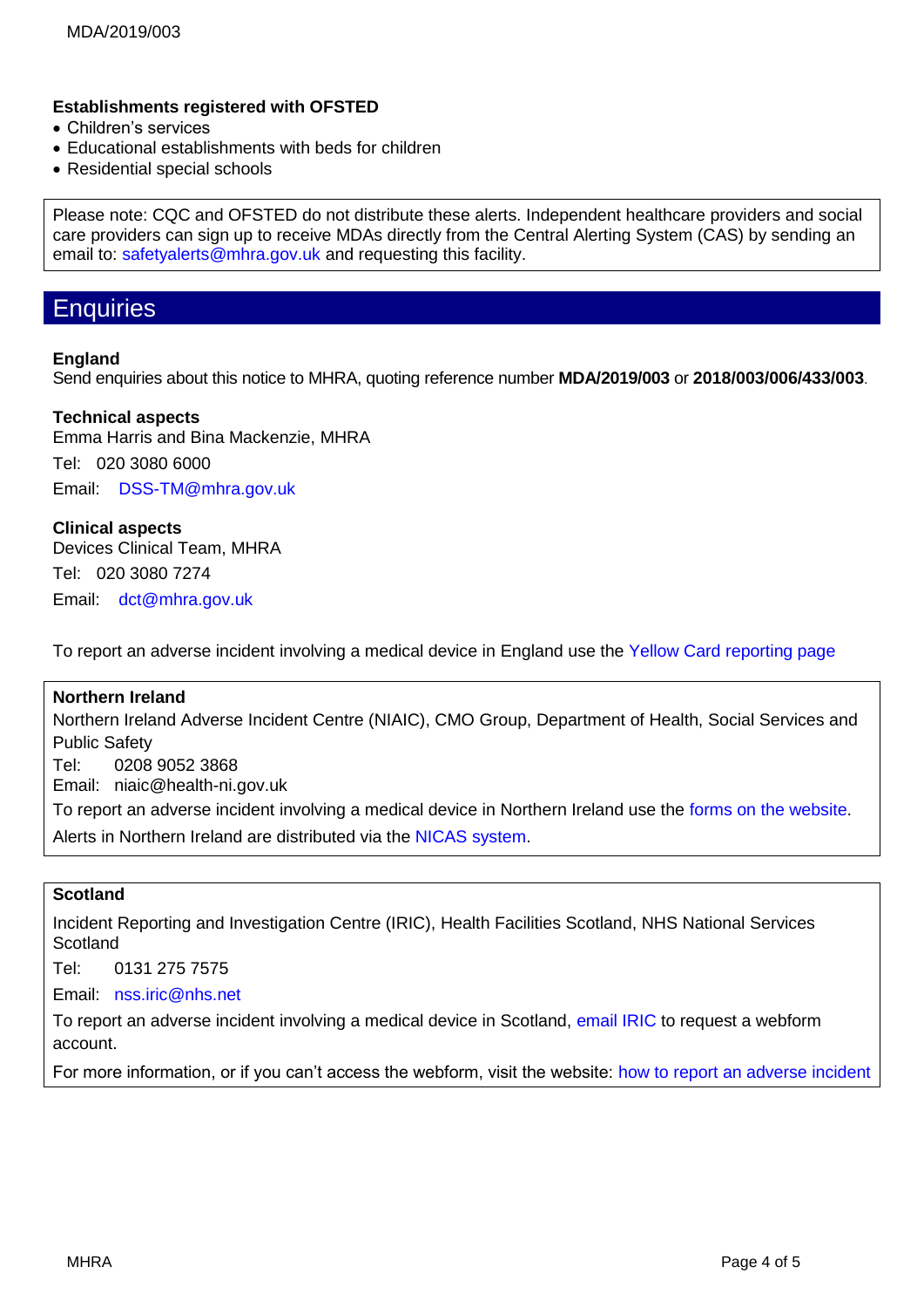**Establishments registered with OFSTED**

- Children's services
- Educational establishments with beds for children
- Residential special schools

Please note: CQC and OFSTED do not distribute these alerts. Independent healthcare providers and social care providers can sign up to receive MDAs directly from the Central Alerting System (CAS) by sending an email to: safetyalerts@mhra.gov.uk and requesting this facility.

## Enquiries

**England**

Send enquiries about this notice to MHRA, quoting reference number **MDA/2019/003** or **2018/003/006/433/003**.

**Technical aspects**

Emma Harris and Bina Mackenzie, MHRA

Tel: 020 3080 6000

Email: DSS-TM@mhra.gov.uk

**Clinical aspects**

Devices Clinical Team, MHRA

Tel: 020 3080 7274

Email: dct@mhra.gov.uk

To report an adverse incident involving a medical device in England use the Yellow Card reporting page

**Northern Ireland**

Northern Ireland Adverse Incident Centre (NIAIC), CMO Group, Department of Health, Social Services and Public Safety

Tel: 0208 9052 3868

Email: niaic@health-ni.gov.uk

To report an adverse incident involving a medical device in Northern Ireland use the forms on the website.

Alerts in Northern Ireland are distributed via the NICAS system.

**Scotland**

Incident Reporting and Investigation Centre (IRIC), Health Facilities Scotland, NHS National Services Scotland

Tel: 0131 275 7575

Email: nss.iric@nhs.net

To report an adverse incident involving a medical device in Scotland, email IRIC to request a webform account.

For more information, or if you can't access the webform, visit the website: how to report an adverse incident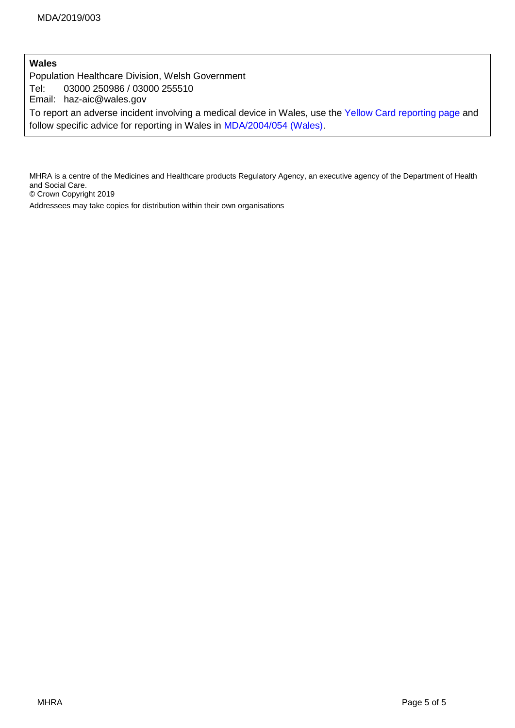**Wales**

Population Healthcare Division, Welsh Government
Tel: 03000 250986 / 03000 255510
Email: haz-aic@wales.gov

To report an adverse incident involving a medical device in Wales, use the Yellow Card reporting page and follow specific advice for reporting in Wales in MDA/2004/054 (Wales).

MHRA is a centre of the Medicines and Healthcare products Regulatory Agency, an executive agency of the Department of Health and Social Care.
© Crown Copyright 2019

Addressees may take copies for distribution within their own organisations